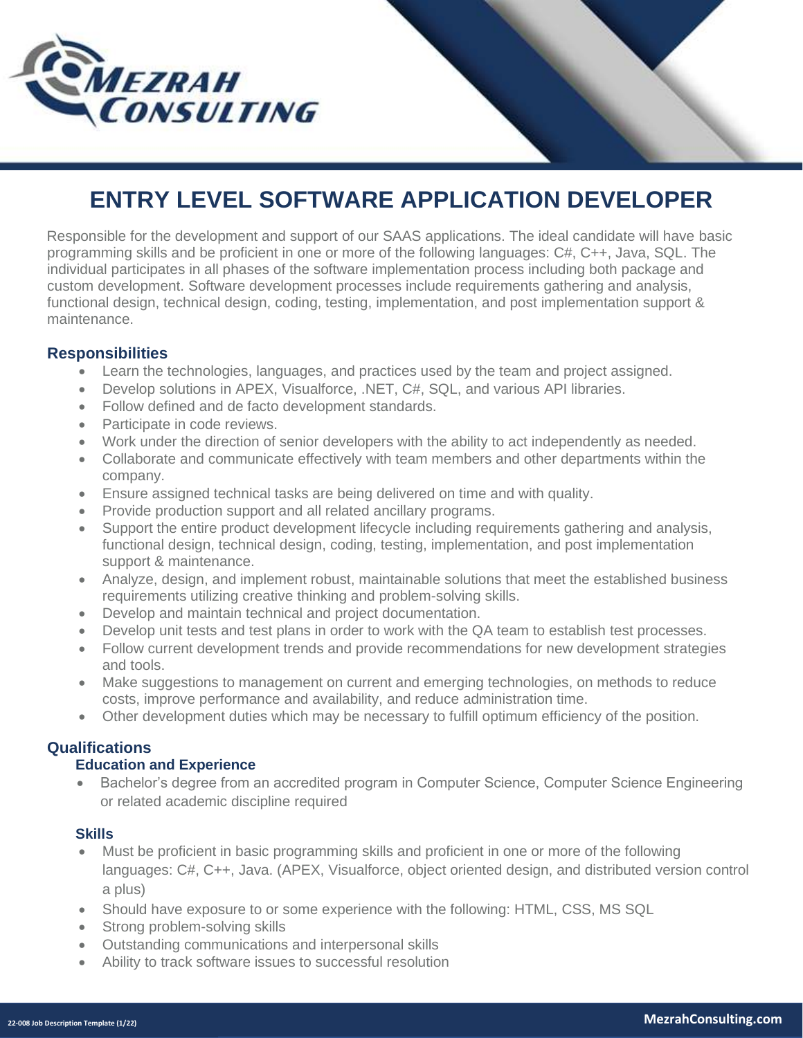# ENTRY LEVEL SOFTWARE APPLICATION DEVELOPER

Responsible for the development and support of our SAAS applications. The ideal candidate will have basic programming skills and be proficient in one or more of the following languages: C#, C++, Java, SQL. The individual participates in all phases of the software implementation process including both package and custom development. Software development processes include requirements gathering and analysis, functional design, technical design, coding, testing, implementation, and post implementation support & maintenance.

## Responsibilities

- Learn the technologies, languages, and practices used by the team and project assigned.
- Develop solutions in APEX, Visualforce, .NET, C#, SQL, and various API libraries.
- Follow defined and de facto development standards.
- Participate in code reviews.
- Work under the direction of senior developers with the ability to act independently as needed.
- Collaborate and communicate effectively with team members and other departments within the company.
- Ensure assigned technical tasks are being delivered on time and with quality.
- Provide production support and all related ancillary programs.
- Support the entire product development lifecycle including requirements gathering and analysis, functional design, technical design, coding, testing, implementation, and post implementation support & maintenance.
- Analyze, design, and implement robust, maintainable solutions that meet the established business requirements utilizing creative thinking and problem-solving skills.
- Develop and maintain technical and project documentation.
- Develop unit tests and test plans in order to work with the QA team to establish test processes.
- Follow current development trends and provide recommendations for new development strategies and tools.
- Make suggestions to management on current and emerging technologies, on methods to reduce costs, improve performance and availability, and reduce administration time.
- Other development duties which may be necessary to fulfill optimum efficiency of the position.

## Qualifications

### Education and Experience

- Bachelor's degree from an accredited program in Computer Science, Computer Science Engineering or related academic discipline required

### Skills

- Must be proficient in basic programming skills and proficient in one or more of the following languages: C#, C++, Java. (APEX, Visualforce, object oriented design, and distributed version control a plus)
- Should have exposure to or some experience with the following: HTML, CSS, MS SQL
- Strong problem-solving skills
- Outstanding communications and interpersonal skills
- Ability to track software issues to successful resolution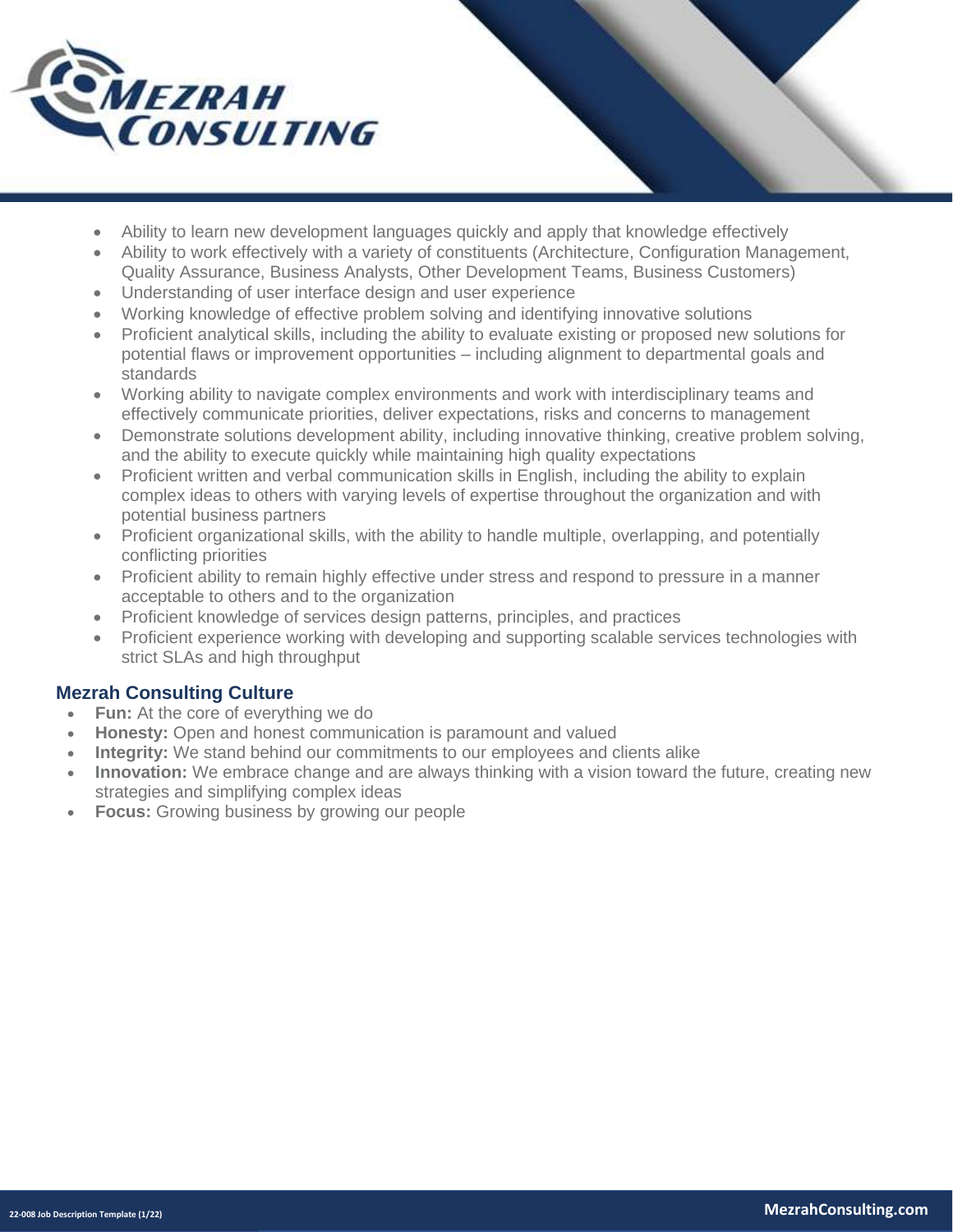- Ability to learn new development languages quickly and apply that knowledge effectively
- Ability to work effectively with a variety of constituents (Architecture, Configuration Management, Quality Assurance, Business Analysts, Other Development Teams, Business Customers)
- Understanding of user interface design and user experience
- Working knowledge of effective problem solving and identifying innovative solutions
- Proficient analytical skills, including the ability to evaluate existing or proposed new solutions for potential flaws or improvement opportunities – including alignment to departmental goals and standards
- Working ability to navigate complex environments and work with interdisciplinary teams and effectively communicate priorities, deliver expectations, risks and concerns to management
- Demonstrate solutions development ability, including innovative thinking, creative problem solving, and the ability to execute quickly while maintaining high quality expectations
- Proficient written and verbal communication skills in English, including the ability to explain complex ideas to others with varying levels of expertise throughout the organization and with potential business partners
- Proficient organizational skills, with the ability to handle multiple, overlapping, and potentially conflicting priorities
- Proficient ability to remain highly effective under stress and respond to pressure in a manner acceptable to others and to the organization
- Proficient knowledge of services design patterns, principles, and practices
- Proficient experience working with developing and supporting scalable services technologies with strict SLAs and high throughput

## Mezrah Consulting Culture

- **Fun:** At the core of everything we do
- **Honesty:** Open and honest communication is paramount and valued
- **Integrity:** We stand behind our commitments to our employees and clients alike
- **Innovation:** We embrace change and are always thinking with a vision toward the future, creating new strategies and simplifying complex ideas
- **Focus:** Growing business by growing our people